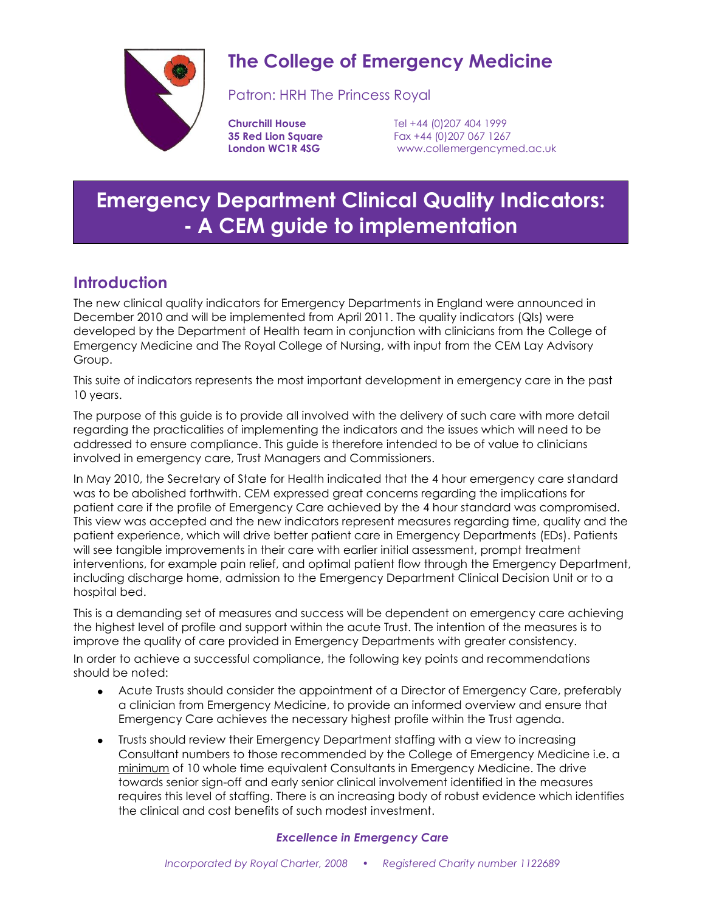# The College of Emergency Medicine

Patron: HRH The Princess Royal

**Churchill House**
**35 Red Lion Square**
**London WC1R 4SG**

Tel +44 (0)207 404 1999
Fax +44 (0)207 067 1267
www.collemergencymed.ac.uk

# Emergency Department Clinical Quality Indicators: - A CEM guide to implementation

## Introduction

The new clinical quality indicators for Emergency Departments in England were announced in December 2010 and will be implemented from April 2011. The quality indicators (QIs) were developed by the Department of Health team in conjunction with clinicians from the College of Emergency Medicine and The Royal College of Nursing, with input from the CEM Lay Advisory Group.

This suite of indicators represents the most important development in emergency care in the past 10 years.

The purpose of this guide is to provide all involved with the delivery of such care with more detail regarding the practicalities of implementing the indicators and the issues which will need to be addressed to ensure compliance. This guide is therefore intended to be of value to clinicians involved in emergency care, Trust Managers and Commissioners.

In May 2010, the Secretary of State for Health indicated that the 4 hour emergency care standard was to be abolished forthwith. CEM expressed great concerns regarding the implications for patient care if the profile of Emergency Care achieved by the 4 hour standard was compromised. This view was accepted and the new indicators represent measures regarding time, quality and the patient experience, which will drive better patient care in Emergency Departments (EDs). Patients will see tangible improvements in their care with earlier initial assessment, prompt treatment interventions, for example pain relief, and optimal patient flow through the Emergency Department, including discharge home, admission to the Emergency Department Clinical Decision Unit or to a hospital bed.

This is a demanding set of measures and success will be dependent on emergency care achieving the highest level of profile and support within the acute Trust. The intention of the measures is to improve the quality of care provided in Emergency Departments with greater consistency.

In order to achieve a successful compliance, the following key points and recommendations should be noted:

- Acute Trusts should consider the appointment of a Director of Emergency Care, preferably a clinician from Emergency Medicine, to provide an informed overview and ensure that Emergency Care achieves the necessary highest profile within the Trust agenda.
- Trusts should review their Emergency Department staffing with a view to increasing Consultant numbers to those recommended by the College of Emergency Medicine i.e. a minimum of 10 whole time equivalent Consultants in Emergency Medicine. The drive towards senior sign-off and early senior clinical involvement identified in the measures requires this level of staffing. There is an increasing body of robust evidence which identifies the clinical and cost benefits of such modest investment.

*Excellence in Emergency Care*

*Incorporated by Royal Charter, 2008 • Registered Charity number 1122689*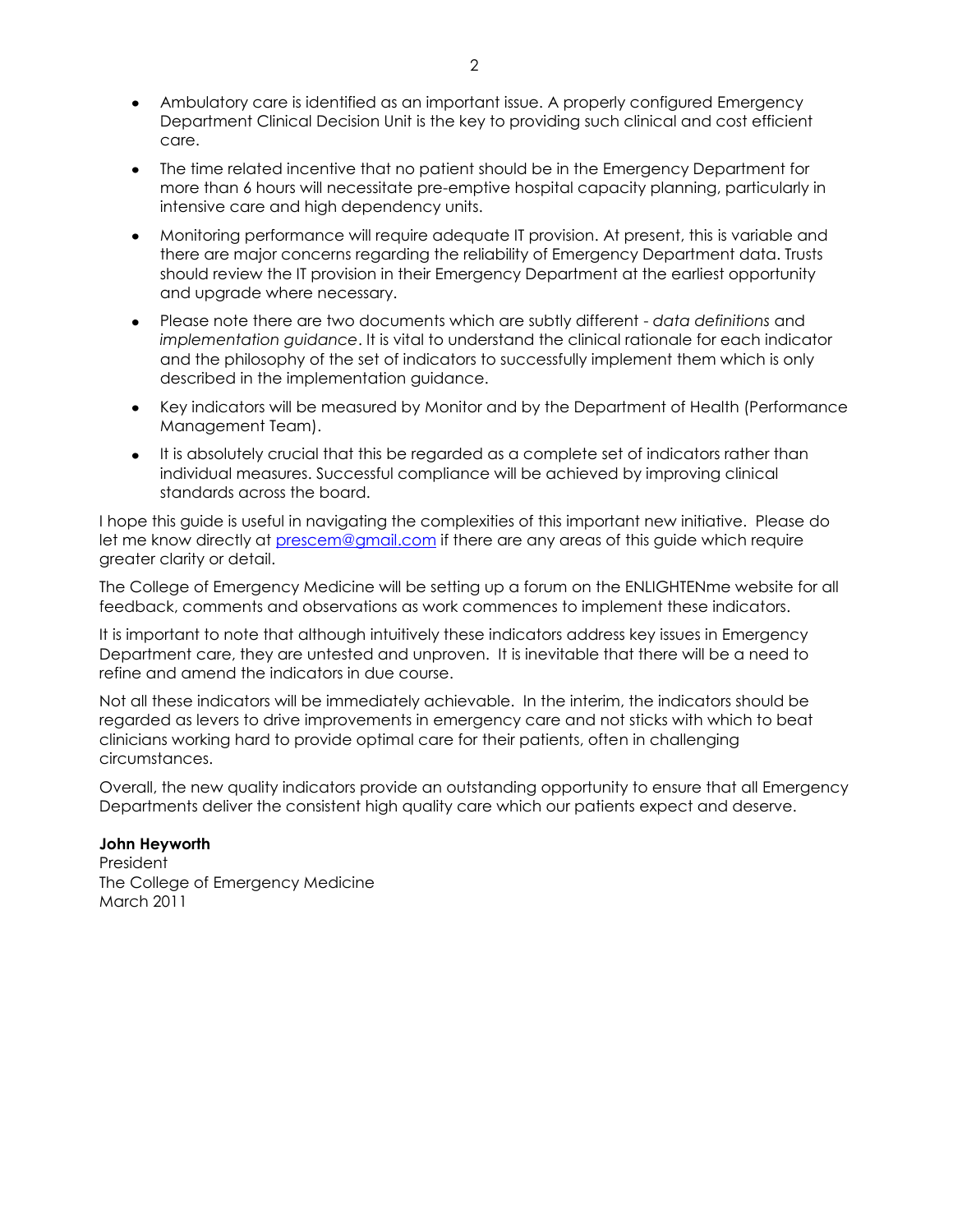- Ambulatory care is identified as an important issue. A properly configured Emergency Department Clinical Decision Unit is the key to providing such clinical and cost efficient care.
- The time related incentive that no patient should be in the Emergency Department for more than 6 hours will necessitate pre-emptive hospital capacity planning, particularly in intensive care and high dependency units.
- Monitoring performance will require adequate IT provision. At present, this is variable and there are major concerns regarding the reliability of Emergency Department data. Trusts should review the IT provision in their Emergency Department at the earliest opportunity and upgrade where necessary.
- Please note there are two documents which are subtly different - *data definitions* and *implementation guidance*. It is vital to understand the clinical rationale for each indicator and the philosophy of the set of indicators to successfully implement them which is only described in the implementation guidance.
- Key indicators will be measured by Monitor and by the Department of Health (Performance Management Team).
- It is absolutely crucial that this be regarded as a complete set of indicators rather than individual measures. Successful compliance will be achieved by improving clinical standards across the board.

I hope this guide is useful in navigating the complexities of this important new initiative. Please do let me know directly at prescem@gmail.com if there are any areas of this guide which require greater clarity or detail.

The College of Emergency Medicine will be setting up a forum on the ENLIGHTENme website for all feedback, comments and observations as work commences to implement these indicators.

It is important to note that although intuitively these indicators address key issues in Emergency Department care, they are untested and unproven. It is inevitable that there will be a need to refine and amend the indicators in due course.

Not all these indicators will be immediately achievable. In the interim, the indicators should be regarded as levers to drive improvements in emergency care and not sticks with which to beat clinicians working hard to provide optimal care for their patients, often in challenging circumstances.

Overall, the new quality indicators provide an outstanding opportunity to ensure that all Emergency Departments deliver the consistent high quality care which our patients expect and deserve.

**John Heyworth**
President
The College of Emergency Medicine
March 2011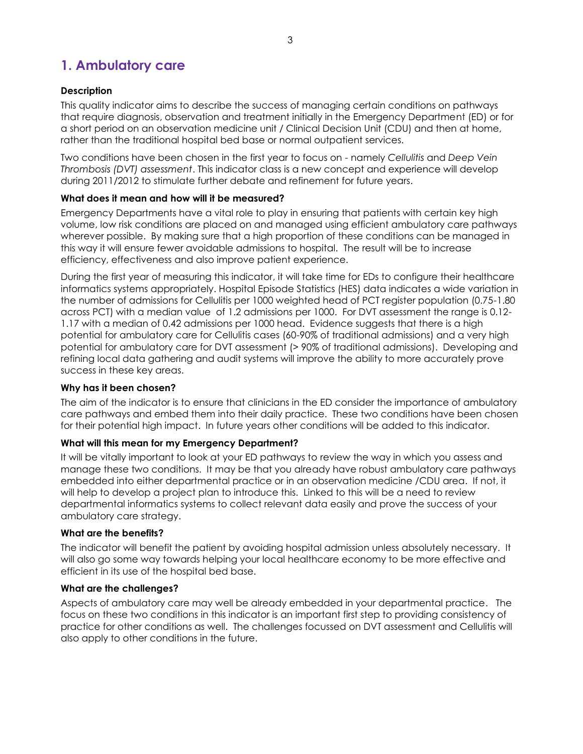## 1. Ambulatory care

**Description**

This quality indicator aims to describe the success of managing certain conditions on pathways that require diagnosis, observation and treatment initially in the Emergency Department (ED) or for a short period on an observation medicine unit / Clinical Decision Unit (CDU) and then at home, rather than the traditional hospital bed base or normal outpatient services.

Two conditions have been chosen in the first year to focus on - namely *Cellulitis* and *Deep Vein Thrombosis (DVT) assessment*. This indicator class is a new concept and experience will develop during 2011/2012 to stimulate further debate and refinement for future years.

**What does it mean and how will it be measured?**

Emergency Departments have a vital role to play in ensuring that patients with certain key high volume, low risk conditions are placed on and managed using efficient ambulatory care pathways wherever possible. By making sure that a high proportion of these conditions can be managed in this way it will ensure fewer avoidable admissions to hospital. The result will be to increase efficiency, effectiveness and also improve patient experience.

During the first year of measuring this indicator, it will take time for EDs to configure their healthcare informatics systems appropriately. Hospital Episode Statistics (HES) data indicates a wide variation in the number of admissions for Cellulitis per 1000 weighted head of PCT register population (0.75-1.80 across PCT) with a median value of 1.2 admissions per 1000. For DVT assessment the range is 0.12-1.17 with a median of 0.42 admissions per 1000 head. Evidence suggests that there is a high potential for ambulatory care for Cellulitis cases (60-90% of traditional admissions) and a very high potential for ambulatory care for DVT assessment (> 90% of traditional admissions). Developing and refining local data gathering and audit systems will improve the ability to more accurately prove success in these key areas.

**Why has it been chosen?**

The aim of the indicator is to ensure that clinicians in the ED consider the importance of ambulatory care pathways and embed them into their daily practice. These two conditions have been chosen for their potential high impact. In future years other conditions will be added to this indicator.

**What will this mean for my Emergency Department?**

It will be vitally important to look at your ED pathways to review the way in which you assess and manage these two conditions. It may be that you already have robust ambulatory care pathways embedded into either departmental practice or in an observation medicine /CDU area. If not, it will help to develop a project plan to introduce this. Linked to this will be a need to review departmental informatics systems to collect relevant data easily and prove the success of your ambulatory care strategy.

**What are the benefits?**

The indicator will benefit the patient by avoiding hospital admission unless absolutely necessary. It will also go some way towards helping your local healthcare economy to be more effective and efficient in its use of the hospital bed base.

**What are the challenges?**

Aspects of ambulatory care may well be already embedded in your departmental practice. The focus on these two conditions in this indicator is an important first step to providing consistency of practice for other conditions as well. The challenges focussed on DVT assessment and Cellulitis will also apply to other conditions in the future.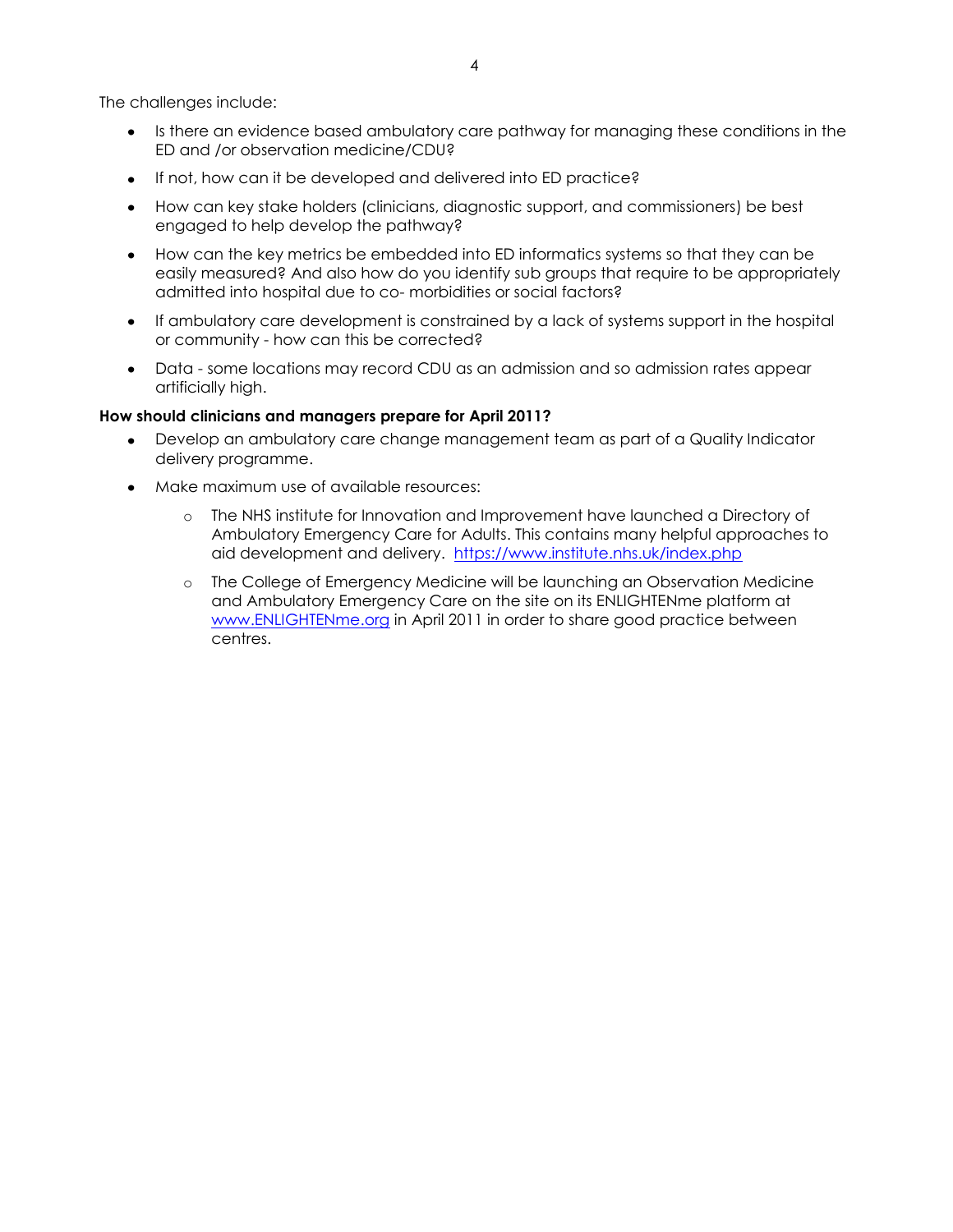The challenges include:

- Is there an evidence based ambulatory care pathway for managing these conditions in the ED and /or observation medicine/CDU?
- If not, how can it be developed and delivered into ED practice?
- How can key stake holders (clinicians, diagnostic support, and commissioners) be best engaged to help develop the pathway?
- How can the key metrics be embedded into ED informatics systems so that they can be easily measured? And also how do you identify sub groups that require to be appropriately admitted into hospital due to co- morbidities or social factors?
- If ambulatory care development is constrained by a lack of systems support in the hospital or community - how can this be corrected?
- Data - some locations may record CDU as an admission and so admission rates appear artificially high.

**How should clinicians and managers prepare for April 2011?**

- Develop an ambulatory care change management team as part of a Quality Indicator delivery programme.
- Make maximum use of available resources:
  - The NHS institute for Innovation and Improvement have launched a Directory of Ambulatory Emergency Care for Adults. This contains many helpful approaches to aid development and delivery. [https://www.institute.nhs.uk/index.php](https://www.institute.nhs.uk/index.php)
  - The College of Emergency Medicine will be launching an Observation Medicine and Ambulatory Emergency Care on the site on its ENLIGHTENme platform at [www.ENLIGHTENme.org](http://www.ENLIGHTENme.org) in April 2011 in order to share good practice between centres.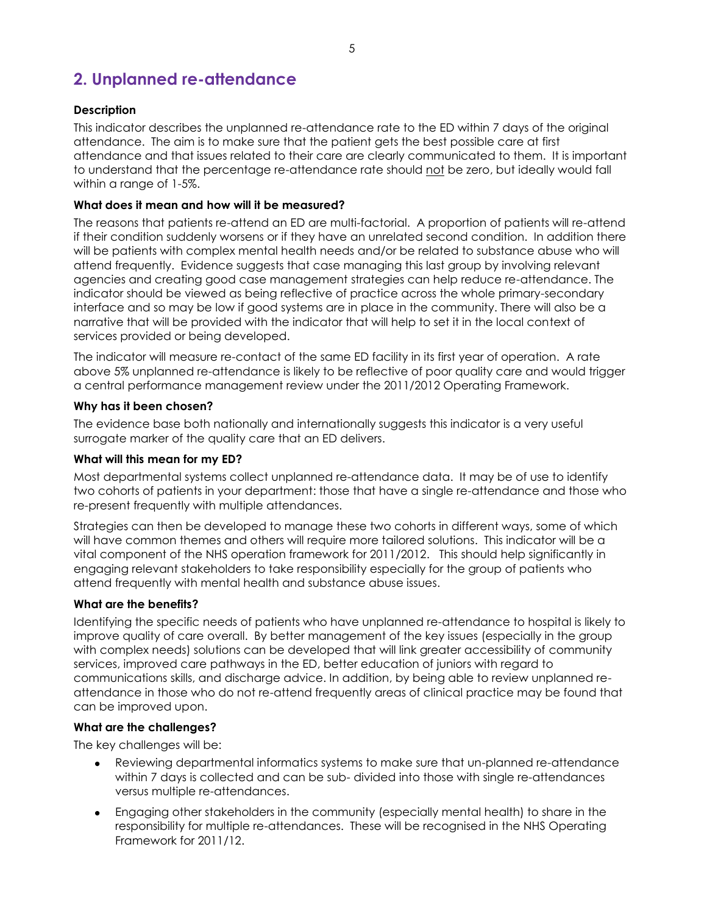## 2. Unplanned re-attendance

**Description**

This indicator describes the unplanned re-attendance rate to the ED within 7 days of the original attendance. The aim is to make sure that the patient gets the best possible care at first attendance and that issues related to their care are clearly communicated to them. It is important to understand that the percentage re-attendance rate should <u>not</u> be zero, but ideally would fall within a range of 1-5%.

**What does it mean and how will it be measured?**

The reasons that patients re-attend an ED are multi-factorial. A proportion of patients will re-attend if their condition suddenly worsens or if they have an unrelated second condition. In addition there will be patients with complex mental health needs and/or be related to substance abuse who will attend frequently. Evidence suggests that case managing this last group by involving relevant agencies and creating good case management strategies can help reduce re-attendance. The indicator should be viewed as being reflective of practice across the whole primary-secondary interface and so may be low if good systems are in place in the community. There will also be a narrative that will be provided with the indicator that will help to set it in the local context of services provided or being developed.

The indicator will measure re-contact of the same ED facility in its first year of operation. A rate above 5% unplanned re-attendance is likely to be reflective of poor quality care and would trigger a central performance management review under the 2011/2012 Operating Framework.

**Why has it been chosen?**

The evidence base both nationally and internationally suggests this indicator is a very useful surrogate marker of the quality care that an ED delivers.

**What will this mean for my ED?**

Most departmental systems collect unplanned re-attendance data. It may be of use to identify two cohorts of patients in your department: those that have a single re-attendance and those who re-present frequently with multiple attendances.

Strategies can then be developed to manage these two cohorts in different ways, some of which will have common themes and others will require more tailored solutions. This indicator will be a vital component of the NHS operation framework for 2011/2012. This should help significantly in engaging relevant stakeholders to take responsibility especially for the group of patients who attend frequently with mental health and substance abuse issues.

**What are the benefits?**

Identifying the specific needs of patients who have unplanned re-attendance to hospital is likely to improve quality of care overall. By better management of the key issues (especially in the group with complex needs) solutions can be developed that will link greater accessibility of community services, improved care pathways in the ED, better education of juniors with regard to communications skills, and discharge advice. In addition, by being able to review unplanned re-attendance in those who do not re-attend frequently areas of clinical practice may be found that can be improved upon.

**What are the challenges?**

The key challenges will be:

- Reviewing departmental informatics systems to make sure that un-planned re-attendance within 7 days is collected and can be sub- divided into those with single re-attendances versus multiple re-attendances.
- Engaging other stakeholders in the community (especially mental health) to share in the responsibility for multiple re-attendances. These will be recognised in the NHS Operating Framework for 2011/12.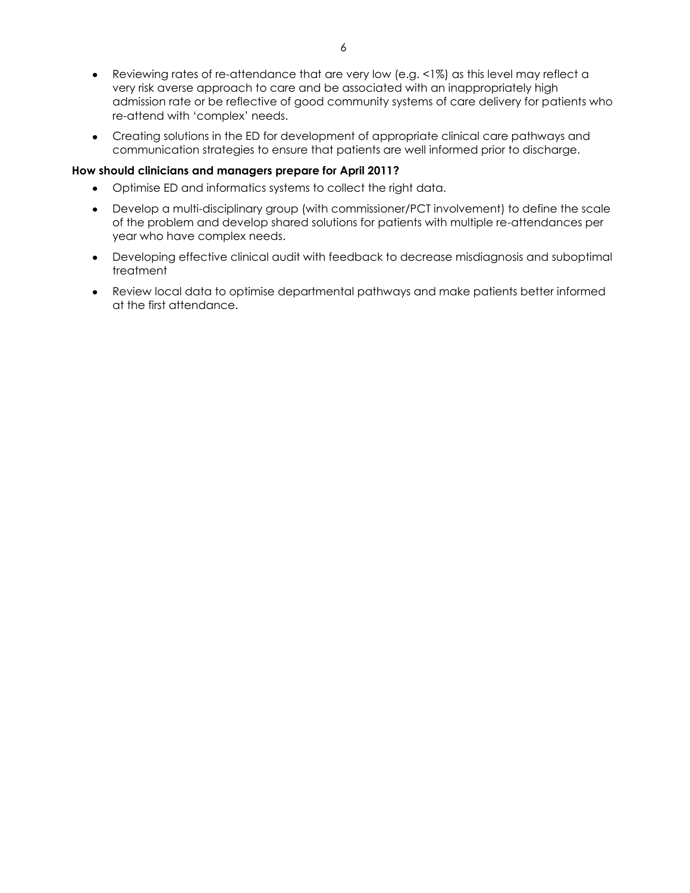- Reviewing rates of re-attendance that are very low (e.g. <1%) as this level may reflect a very risk averse approach to care and be associated with an inappropriately high admission rate or be reflective of good community systems of care delivery for patients who re-attend with 'complex' needs.
- Creating solutions in the ED for development of appropriate clinical care pathways and communication strategies to ensure that patients are well informed prior to discharge.

**How should clinicians and managers prepare for April 2011?**

- Optimise ED and informatics systems to collect the right data.
- Develop a multi-disciplinary group (with commissioner/PCT involvement) to define the scale of the problem and develop shared solutions for patients with multiple re-attendances per year who have complex needs.
- Developing effective clinical audit with feedback to decrease misdiagnosis and suboptimal treatment
- Review local data to optimise departmental pathways and make patients better informed at the first attendance.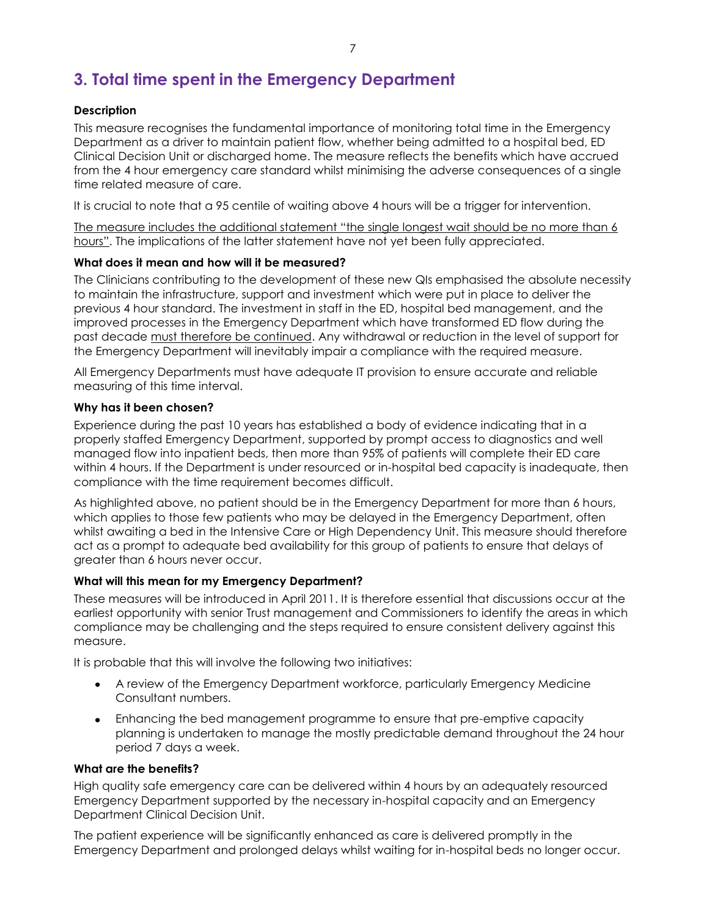# 3. Total time spent in the Emergency Department

**Description**

This measure recognises the fundamental importance of monitoring total time in the Emergency Department as a driver to maintain patient flow, whether being admitted to a hospital bed, ED Clinical Decision Unit or discharged home. The measure reflects the benefits which have accrued from the 4 hour emergency care standard whilst minimising the adverse consequences of a single time related measure of care.

It is crucial to note that a 95 centile of waiting above 4 hours will be a trigger for intervention.

<u>The measure includes the additional statement "the single longest wait should be no more than 6 hours"</u>. The implications of the latter statement have not yet been fully appreciated.

**What does it mean and how will it be measured?**

The Clinicians contributing to the development of these new QIs emphasised the absolute necessity to maintain the infrastructure, support and investment which were put in place to deliver the previous 4 hour standard. The investment in staff in the ED, hospital bed management, and the improved processes in the Emergency Department which have transformed ED flow during the past decade <u>must therefore be continued</u>. Any withdrawal or reduction in the level of support for the Emergency Department will inevitably impair a compliance with the required measure.

All Emergency Departments must have adequate IT provision to ensure accurate and reliable measuring of this time interval.

**Why has it been chosen?**

Experience during the past 10 years has established a body of evidence indicating that in a properly staffed Emergency Department, supported by prompt access to diagnostics and well managed flow into inpatient beds, then more than 95% of patients will complete their ED care within 4 hours. If the Department is under resourced or in-hospital bed capacity is inadequate, then compliance with the time requirement becomes difficult.

As highlighted above, no patient should be in the Emergency Department for more than 6 hours, which applies to those few patients who may be delayed in the Emergency Department, often whilst awaiting a bed in the Intensive Care or High Dependency Unit. This measure should therefore act as a prompt to adequate bed availability for this group of patients to ensure that delays of greater than 6 hours never occur.

**What will this mean for my Emergency Department?**

These measures will be introduced in April 2011. It is therefore essential that discussions occur at the earliest opportunity with senior Trust management and Commissioners to identify the areas in which compliance may be challenging and the steps required to ensure consistent delivery against this measure.

It is probable that this will involve the following two initiatives:

- A review of the Emergency Department workforce, particularly Emergency Medicine Consultant numbers.
- Enhancing the bed management programme to ensure that pre-emptive capacity planning is undertaken to manage the mostly predictable demand throughout the 24 hour period 7 days a week.

**What are the benefits?**

High quality safe emergency care can be delivered within 4 hours by an adequately resourced Emergency Department supported by the necessary in-hospital capacity and an Emergency Department Clinical Decision Unit.

The patient experience will be significantly enhanced as care is delivered promptly in the Emergency Department and prolonged delays whilst waiting for in-hospital beds no longer occur.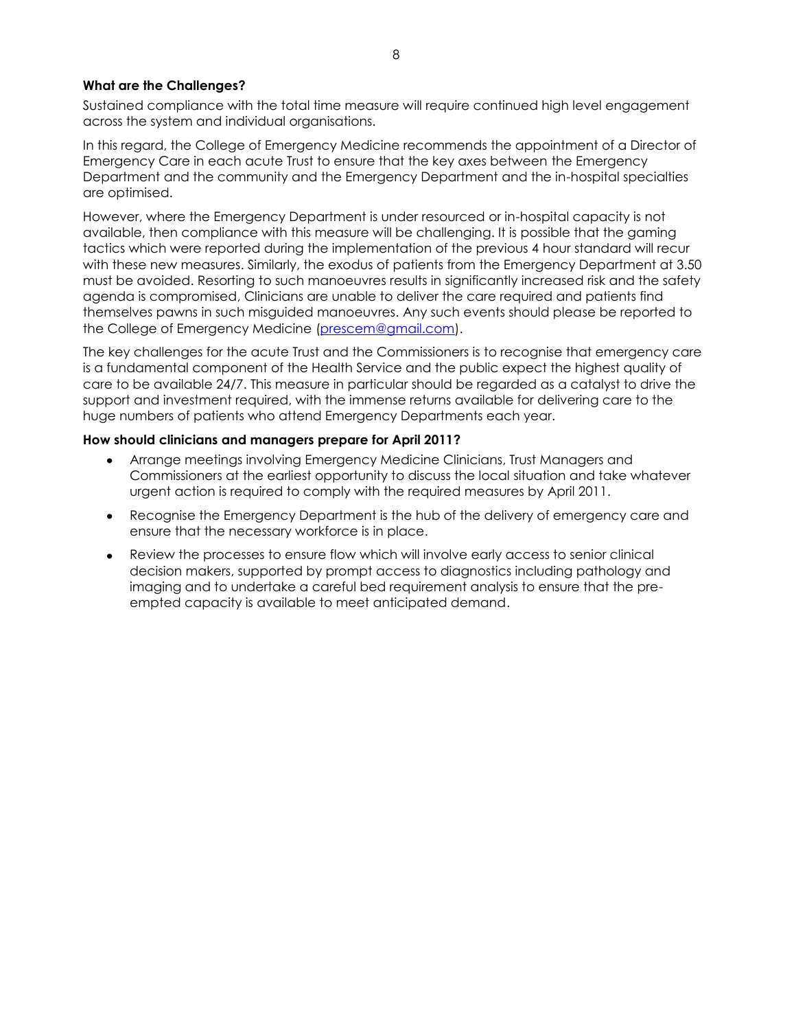**What are the Challenges?**

Sustained compliance with the total time measure will require continued high level engagement across the system and individual organisations.

In this regard, the College of Emergency Medicine recommends the appointment of a Director of Emergency Care in each acute Trust to ensure that the key axes between the Emergency Department and the community and the Emergency Department and the in-hospital specialties are optimised.

However, where the Emergency Department is under resourced or in-hospital capacity is not available, then compliance with this measure will be challenging. It is possible that the gaming tactics which were reported during the implementation of the previous 4 hour standard will recur with these new measures. Similarly, the exodus of patients from the Emergency Department at 3.50 must be avoided. Resorting to such manoeuvres results in significantly increased risk and the safety agenda is compromised, Clinicians are unable to deliver the care required and patients find themselves pawns in such misguided manoeuvres. Any such events should please be reported to the College of Emergency Medicine (prescem@gmail.com).

The key challenges for the acute Trust and the Commissioners is to recognise that emergency care is a fundamental component of the Health Service and the public expect the highest quality of care to be available 24/7. This measure in particular should be regarded as a catalyst to drive the support and investment required, with the immense returns available for delivering care to the huge numbers of patients who attend Emergency Departments each year.

**How should clinicians and managers prepare for April 2011?**

- Arrange meetings involving Emergency Medicine Clinicians, Trust Managers and Commissioners at the earliest opportunity to discuss the local situation and take whatever urgent action is required to comply with the required measures by April 2011.
- Recognise the Emergency Department is the hub of the delivery of emergency care and ensure that the necessary workforce is in place.
- Review the processes to ensure flow which will involve early access to senior clinical decision makers, supported by prompt access to diagnostics including pathology and imaging and to undertake a careful bed requirement analysis to ensure that the pre-empted capacity is available to meet anticipated demand.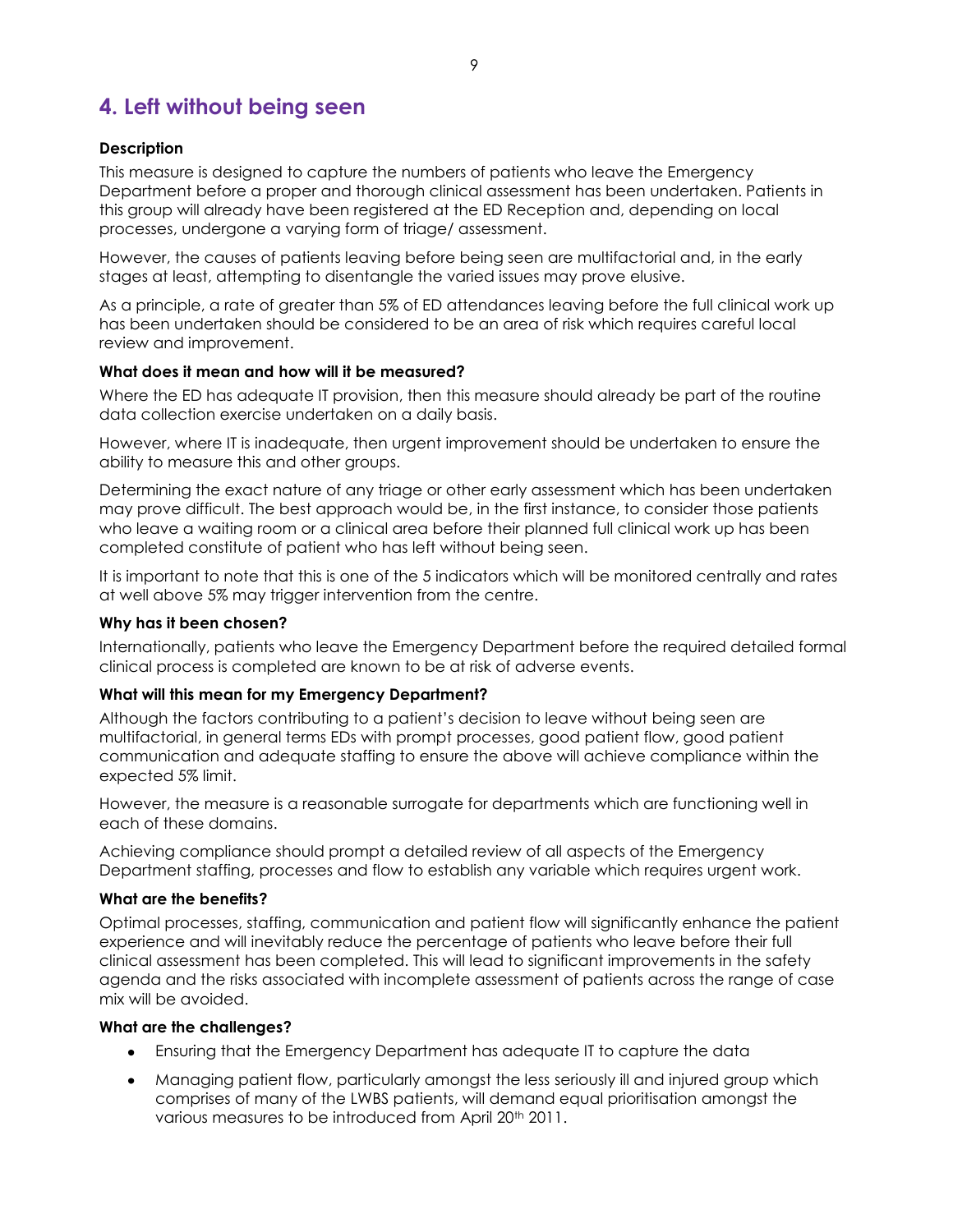## 4. Left without being seen

**Description**

This measure is designed to capture the numbers of patients who leave the Emergency Department before a proper and thorough clinical assessment has been undertaken. Patients in this group will already have been registered at the ED Reception and, depending on local processes, undergone a varying form of triage/ assessment.

However, the causes of patients leaving before being seen are multifactorial and, in the early stages at least, attempting to disentangle the varied issues may prove elusive.

As a principle, a rate of greater than 5% of ED attendances leaving before the full clinical work up has been undertaken should be considered to be an area of risk which requires careful local review and improvement.

**What does it mean and how will it be measured?**

Where the ED has adequate IT provision, then this measure should already be part of the routine data collection exercise undertaken on a daily basis.

However, where IT is inadequate, then urgent improvement should be undertaken to ensure the ability to measure this and other groups.

Determining the exact nature of any triage or other early assessment which has been undertaken may prove difficult. The best approach would be, in the first instance, to consider those patients who leave a waiting room or a clinical area before their planned full clinical work up has been completed constitute of patient who has left without being seen.

It is important to note that this is one of the 5 indicators which will be monitored centrally and rates at well above 5% may trigger intervention from the centre.

**Why has it been chosen?**

Internationally, patients who leave the Emergency Department before the required detailed formal clinical process is completed are known to be at risk of adverse events.

**What will this mean for my Emergency Department?**

Although the factors contributing to a patient's decision to leave without being seen are multifactorial, in general terms EDs with prompt processes, good patient flow, good patient communication and adequate staffing to ensure the above will achieve compliance within the expected 5% limit.

However, the measure is a reasonable surrogate for departments which are functioning well in each of these domains.

Achieving compliance should prompt a detailed review of all aspects of the Emergency Department staffing, processes and flow to establish any variable which requires urgent work.

**What are the benefits?**

Optimal processes, staffing, communication and patient flow will significantly enhance the patient experience and will inevitably reduce the percentage of patients who leave before their full clinical assessment has been completed. This will lead to significant improvements in the safety agenda and the risks associated with incomplete assessment of patients across the range of case mix will be avoided.

**What are the challenges?**

- Ensuring that the Emergency Department has adequate IT to capture the data
- Managing patient flow, particularly amongst the less seriously ill and injured group which comprises of many of the LWBS patients, will demand equal prioritisation amongst the various measures to be introduced from April 20th 2011.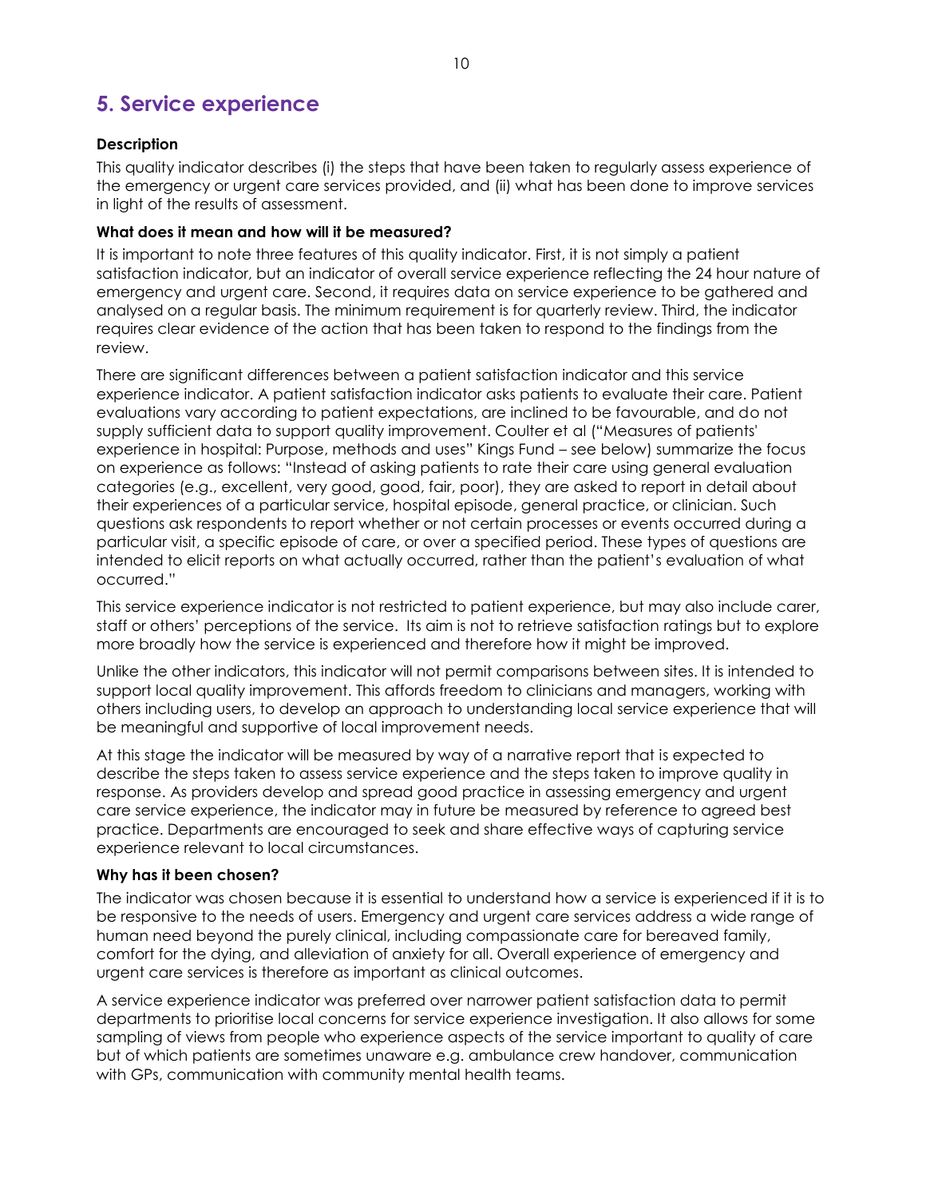## 5. Service experience

**Description**

This quality indicator describes (i) the steps that have been taken to regularly assess experience of the emergency or urgent care services provided, and (ii) what has been done to improve services in light of the results of assessment.

**What does it mean and how will it be measured?**

It is important to note three features of this quality indicator. First, it is not simply a patient satisfaction indicator, but an indicator of overall service experience reflecting the 24 hour nature of emergency and urgent care. Second, it requires data on service experience to be gathered and analysed on a regular basis. The minimum requirement is for quarterly review. Third, the indicator requires clear evidence of the action that has been taken to respond to the findings from the review.

There are significant differences between a patient satisfaction indicator and this service experience indicator. A patient satisfaction indicator asks patients to evaluate their care. Patient evaluations vary according to patient expectations, are inclined to be favourable, and do not supply sufficient data to support quality improvement. Coulter et al ("Measures of patients' experience in hospital: Purpose, methods and uses" Kings Fund – see below) summarize the focus on experience as follows: "Instead of asking patients to rate their care using general evaluation categories (e.g., excellent, very good, good, fair, poor), they are asked to report in detail about their experiences of a particular service, hospital episode, general practice, or clinician. Such questions ask respondents to report whether or not certain processes or events occurred during a particular visit, a specific episode of care, or over a specified period. These types of questions are intended to elicit reports on what actually occurred, rather than the patient's evaluation of what occurred."

This service experience indicator is not restricted to patient experience, but may also include carer, staff or others' perceptions of the service. Its aim is not to retrieve satisfaction ratings but to explore more broadly how the service is experienced and therefore how it might be improved.

Unlike the other indicators, this indicator will not permit comparisons between sites. It is intended to support local quality improvement. This affords freedom to clinicians and managers, working with others including users, to develop an approach to understanding local service experience that will be meaningful and supportive of local improvement needs.

At this stage the indicator will be measured by way of a narrative report that is expected to describe the steps taken to assess service experience and the steps taken to improve quality in response. As providers develop and spread good practice in assessing emergency and urgent care service experience, the indicator may in future be measured by reference to agreed best practice. Departments are encouraged to seek and share effective ways of capturing service experience relevant to local circumstances.

**Why has it been chosen?**

The indicator was chosen because it is essential to understand how a service is experienced if it is to be responsive to the needs of users. Emergency and urgent care services address a wide range of human need beyond the purely clinical, including compassionate care for bereaved family, comfort for the dying, and alleviation of anxiety for all. Overall experience of emergency and urgent care services is therefore as important as clinical outcomes.

A service experience indicator was preferred over narrower patient satisfaction data to permit departments to prioritise local concerns for service experience investigation. It also allows for some sampling of views from people who experience aspects of the service important to quality of care but of which patients are sometimes unaware e.g. ambulance crew handover, communication with GPs, communication with community mental health teams.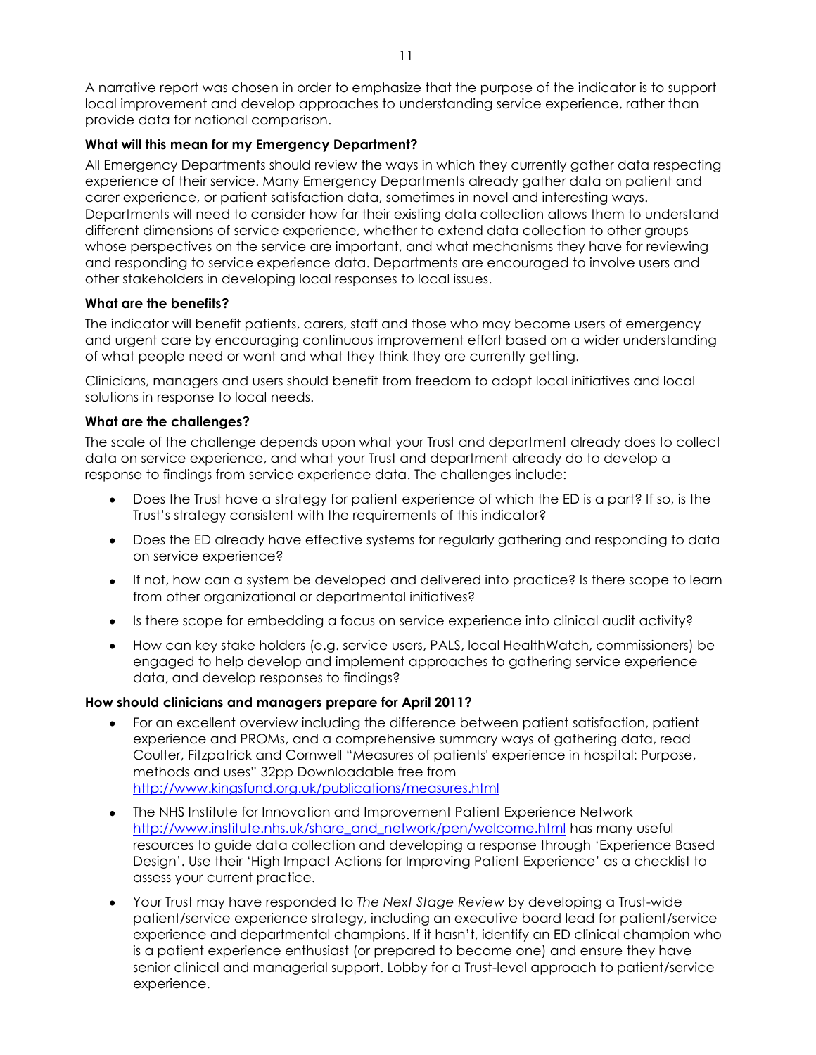A narrative report was chosen in order to emphasize that the purpose of the indicator is to support local improvement and develop approaches to understanding service experience, rather than provide data for national comparison.

**What will this mean for my Emergency Department?**

All Emergency Departments should review the ways in which they currently gather data respecting experience of their service. Many Emergency Departments already gather data on patient and carer experience, or patient satisfaction data, sometimes in novel and interesting ways. Departments will need to consider how far their existing data collection allows them to understand different dimensions of service experience, whether to extend data collection to other groups whose perspectives on the service are important, and what mechanisms they have for reviewing and responding to service experience data. Departments are encouraged to involve users and other stakeholders in developing local responses to local issues.

**What are the benefits?**

The indicator will benefit patients, carers, staff and those who may become users of emergency and urgent care by encouraging continuous improvement effort based on a wider understanding of what people need or want and what they think they are currently getting.

Clinicians, managers and users should benefit from freedom to adopt local initiatives and local solutions in response to local needs.

**What are the challenges?**

The scale of the challenge depends upon what your Trust and department already does to collect data on service experience, and what your Trust and department already do to develop a response to findings from service experience data. The challenges include:

- Does the Trust have a strategy for patient experience of which the ED is a part? If so, is the Trust's strategy consistent with the requirements of this indicator?
- Does the ED already have effective systems for regularly gathering and responding to data on service experience?
- If not, how can a system be developed and delivered into practice? Is there scope to learn from other organizational or departmental initiatives?
- Is there scope for embedding a focus on service experience into clinical audit activity?
- How can key stake holders (e.g. service users, PALS, local HealthWatch, commissioners) be engaged to help develop and implement approaches to gathering service experience data, and develop responses to findings?

**How should clinicians and managers prepare for April 2011?**

- For an excellent overview including the difference between patient satisfaction, patient experience and PROMs, and a comprehensive summary ways of gathering data, read Coulter, Fitzpatrick and Cornwell "Measures of patients' experience in hospital: Purpose, methods and uses" 32pp Downloadable free from http://www.kingsfund.org.uk/publications/measures.html
- The NHS Institute for Innovation and Improvement Patient Experience Network http://www.institute.nhs.uk/share_and_network/pen/welcome.html has many useful resources to guide data collection and developing a response through 'Experience Based Design'. Use their 'High Impact Actions for Improving Patient Experience' as a checklist to assess your current practice.
- Your Trust may have responded to *The Next Stage Review* by developing a Trust-wide patient/service experience strategy, including an executive board lead for patient/service experience and departmental champions. If it hasn't, identify an ED clinical champion who is a patient experience enthusiast (or prepared to become one) and ensure they have senior clinical and managerial support. Lobby for a Trust-level approach to patient/service experience.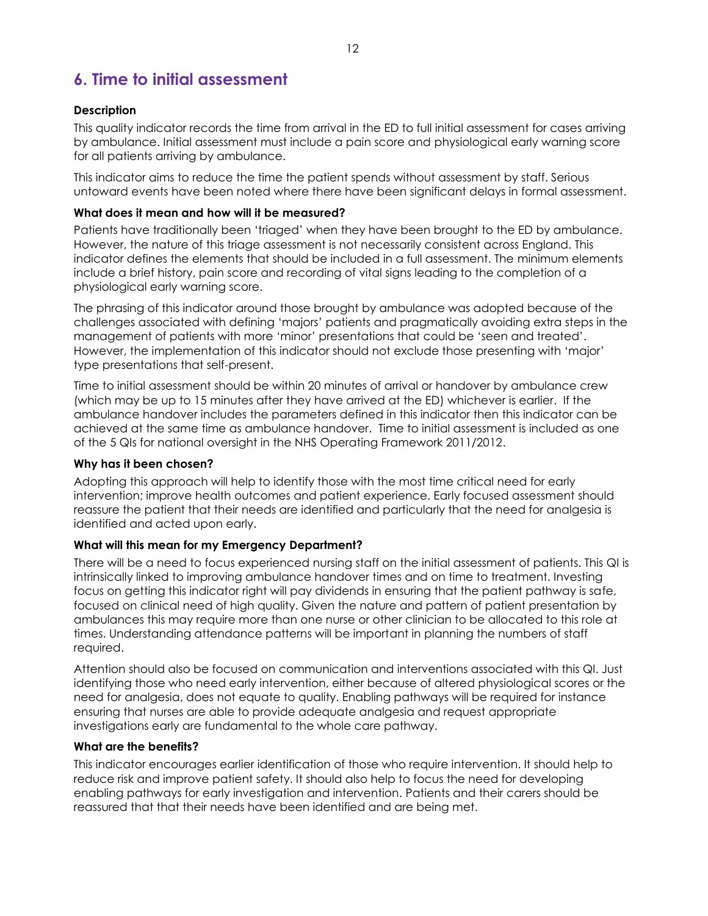# 6. Time to initial assessment

### Description

This quality indicator records the time from arrival in the ED to full initial assessment for cases arriving by ambulance. Initial assessment must include a pain score and physiological early warning score for all patients arriving by ambulance.

This indicator aims to reduce the time the patient spends without assessment by staff. Serious untoward events have been noted where there have been significant delays in formal assessment.

### What does it mean and how will it be measured?

Patients have traditionally been 'triaged' when they have been brought to the ED by ambulance. However, the nature of this triage assessment is not necessarily consistent across England. This indicator defines the elements that should be included in a full assessment. The minimum elements include a brief history, pain score and recording of vital signs leading to the completion of a physiological early warning score.

The phrasing of this indicator around those brought by ambulance was adopted because of the challenges associated with defining 'majors' patients and pragmatically avoiding extra steps in the management of patients with more 'minor' presentations that could be 'seen and treated'. However, the implementation of this indicator should not exclude those presenting with 'major' type presentations that self-present.

Time to initial assessment should be within 20 minutes of arrival or handover by ambulance crew (which may be up to 15 minutes after they have arrived at the ED) whichever is earlier. If the ambulance handover includes the parameters defined in this indicator then this indicator can be achieved at the same time as ambulance handover. Time to initial assessment is included as one of the 5 QIs for national oversight in the NHS Operating Framework 2011/2012.

### Why has it been chosen?

Adopting this approach will help to identify those with the most time critical need for early intervention; improve health outcomes and patient experience. Early focused assessment should reassure the patient that their needs are identified and particularly that the need for analgesia is identified and acted upon early.

### What will this mean for my Emergency Department?

There will be a need to focus experienced nursing staff on the initial assessment of patients. This QI is intrinsically linked to improving ambulance handover times and on time to treatment. Investing focus on getting this indicator right will pay dividends in ensuring that the patient pathway is safe, focused on clinical need of high quality. Given the nature and pattern of patient presentation by ambulances this may require more than one nurse or other clinician to be allocated to this role at times. Understanding attendance patterns will be important in planning the numbers of staff required.

Attention should also be focused on communication and interventions associated with this QI. Just identifying those who need early intervention, either because of altered physiological scores or the need for analgesia, does not equate to quality. Enabling pathways will be required for instance ensuring that nurses are able to provide adequate analgesia and request appropriate investigations early are fundamental to the whole care pathway.

### What are the benefits?

This indicator encourages earlier identification of those who require intervention. It should help to reduce risk and improve patient safety. It should also help to focus the need for developing enabling pathways for early investigation and intervention. Patients and their carers should be reassured that that their needs have been identified and are being met.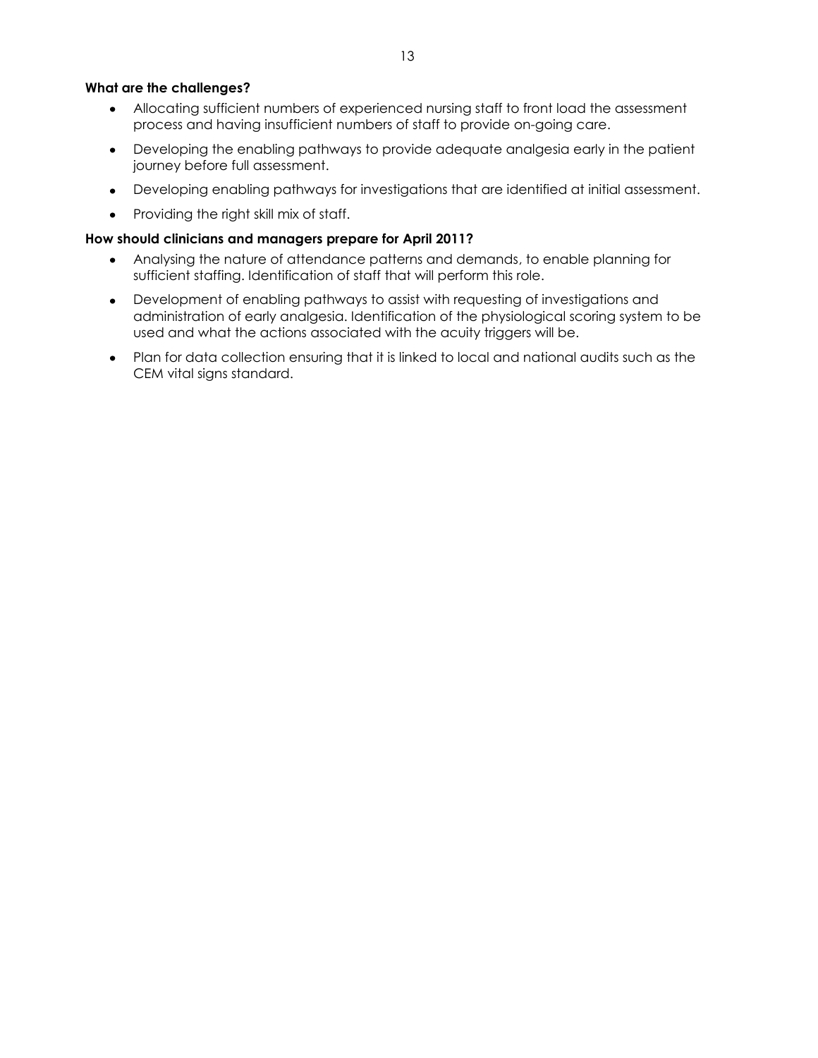**What are the challenges?**

- Allocating sufficient numbers of experienced nursing staff to front load the assessment process and having insufficient numbers of staff to provide on-going care.
- Developing the enabling pathways to provide adequate analgesia early in the patient journey before full assessment.
- Developing enabling pathways for investigations that are identified at initial assessment.
- Providing the right skill mix of staff.

**How should clinicians and managers prepare for April 2011?**

- Analysing the nature of attendance patterns and demands, to enable planning for sufficient staffing. Identification of staff that will perform this role.
- Development of enabling pathways to assist with requesting of investigations and administration of early analgesia. Identification of the physiological scoring system to be used and what the actions associated with the acuity triggers will be.
- Plan for data collection ensuring that it is linked to local and national audits such as the CEM vital signs standard.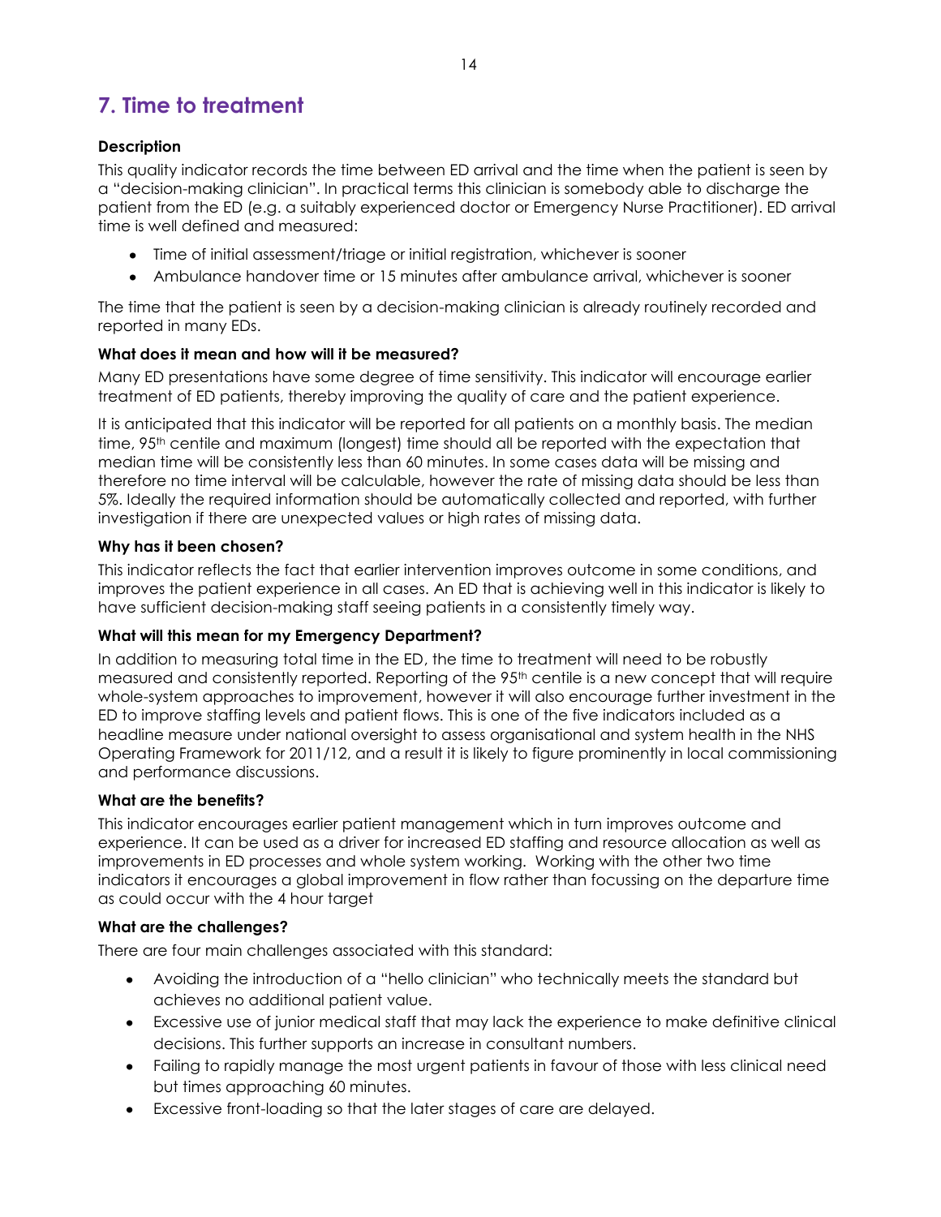## 7. Time to treatment

### Description

This quality indicator records the time between ED arrival and the time when the patient is seen by a "decision-making clinician". In practical terms this clinician is somebody able to discharge the patient from the ED (e.g. a suitably experienced doctor or Emergency Nurse Practitioner). ED arrival time is well defined and measured:

- Time of initial assessment/triage or initial registration, whichever is sooner
- Ambulance handover time or 15 minutes after ambulance arrival, whichever is sooner

The time that the patient is seen by a decision-making clinician is already routinely recorded and reported in many EDs.

### What does it mean and how will it be measured?

Many ED presentations have some degree of time sensitivity. This indicator will encourage earlier treatment of ED patients, thereby improving the quality of care and the patient experience.

It is anticipated that this indicator will be reported for all patients on a monthly basis. The median time, 95th centile and maximum (longest) time should all be reported with the expectation that median time will be consistently less than 60 minutes. In some cases data will be missing and therefore no time interval will be calculable, however the rate of missing data should be less than 5%. Ideally the required information should be automatically collected and reported, with further investigation if there are unexpected values or high rates of missing data.

### Why has it been chosen?

This indicator reflects the fact that earlier intervention improves outcome in some conditions, and improves the patient experience in all cases. An ED that is achieving well in this indicator is likely to have sufficient decision-making staff seeing patients in a consistently timely way.

### What will this mean for my Emergency Department?

In addition to measuring total time in the ED, the time to treatment will need to be robustly measured and consistently reported. Reporting of the 95th centile is a new concept that will require whole-system approaches to improvement, however it will also encourage further investment in the ED to improve staffing levels and patient flows. This is one of the five indicators included as a headline measure under national oversight to assess organisational and system health in the NHS Operating Framework for 2011/12, and a result it is likely to figure prominently in local commissioning and performance discussions.

### What are the benefits?

This indicator encourages earlier patient management which in turn improves outcome and experience. It can be used as a driver for increased ED staffing and resource allocation as well as improvements in ED processes and whole system working. Working with the other two time indicators it encourages a global improvement in flow rather than focussing on the departure time as could occur with the 4 hour target

### What are the challenges?

There are four main challenges associated with this standard:

- Avoiding the introduction of a "hello clinician" who technically meets the standard but achieves no additional patient value.
- Excessive use of junior medical staff that may lack the experience to make definitive clinical decisions. This further supports an increase in consultant numbers.
- Failing to rapidly manage the most urgent patients in favour of those with less clinical need but times approaching 60 minutes.
- Excessive front-loading so that the later stages of care are delayed.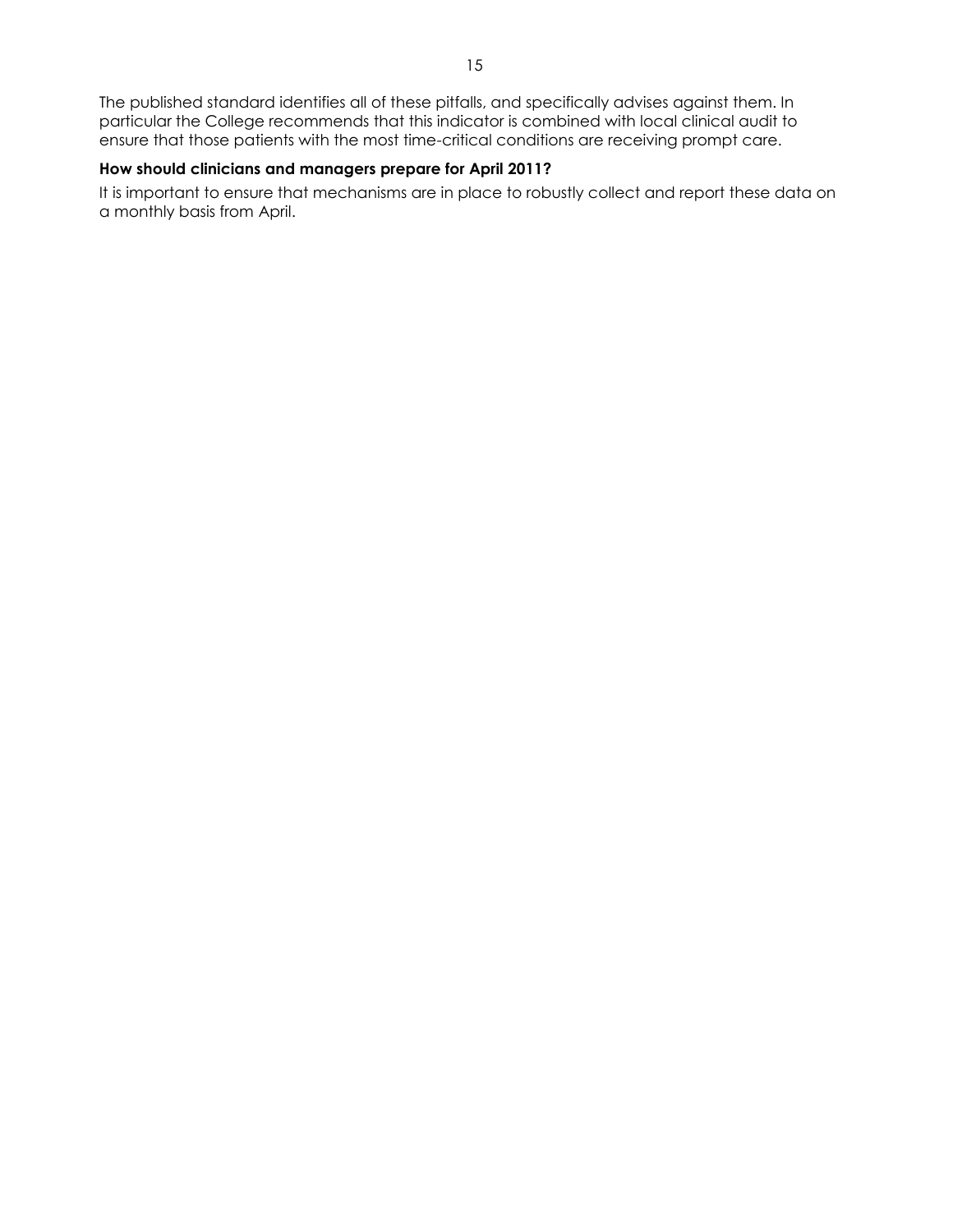The published standard identifies all of these pitfalls, and specifically advises against them. In particular the College recommends that this indicator is combined with local clinical audit to ensure that those patients with the most time-critical conditions are receiving prompt care.

**How should clinicians and managers prepare for April 2011?**

It is important to ensure that mechanisms are in place to robustly collect and report these data on a monthly basis from April.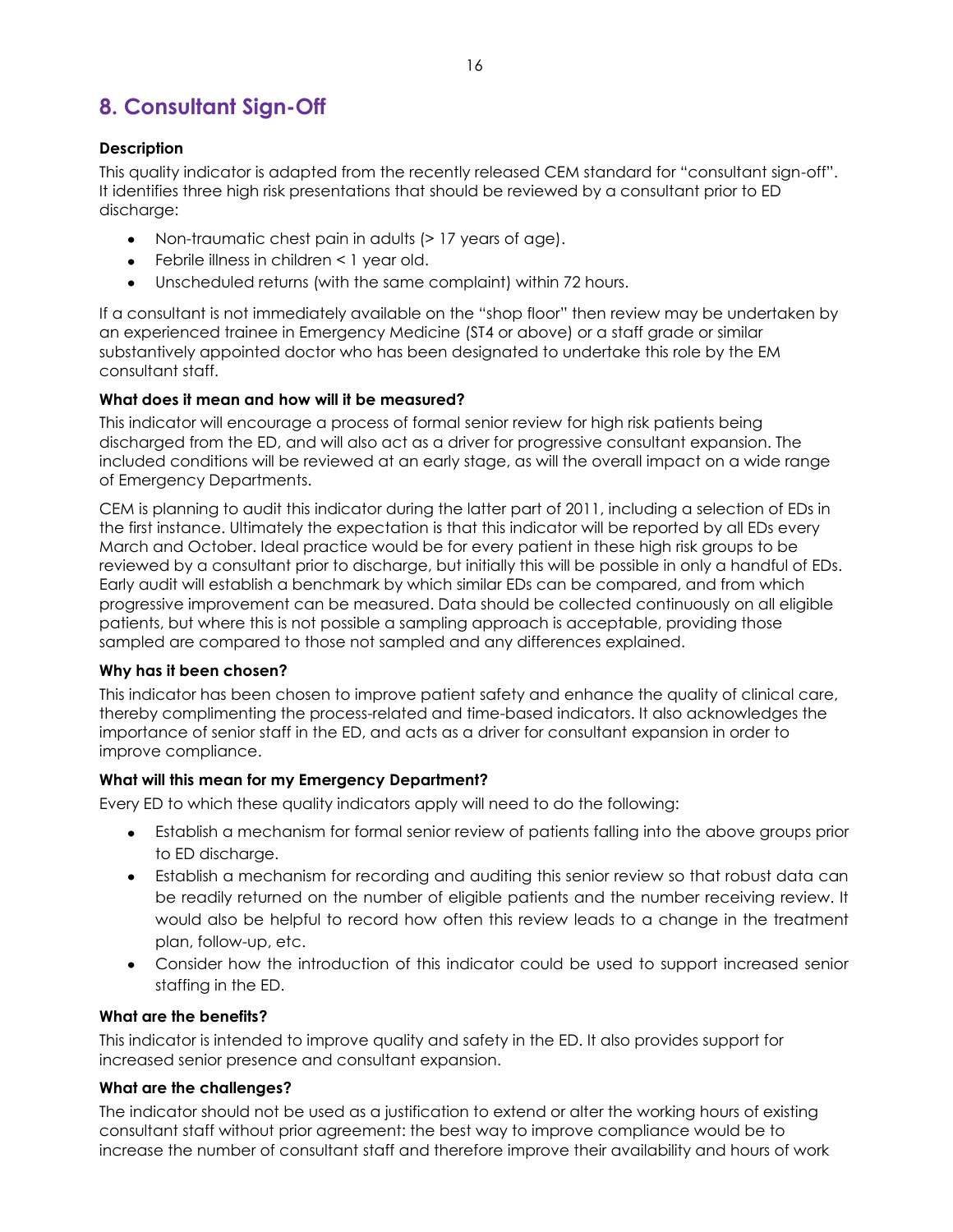## 8. Consultant Sign-Off

### Description

This quality indicator is adapted from the recently released CEM standard for "consultant sign-off". It identifies three high risk presentations that should be reviewed by a consultant prior to ED discharge:

- Non-traumatic chest pain in adults (> 17 years of age).
- Febrile illness in children < 1 year old.
- Unscheduled returns (with the same complaint) within 72 hours.

If a consultant is not immediately available on the "shop floor" then review may be undertaken by an experienced trainee in Emergency Medicine (ST4 or above) or a staff grade or similar substantively appointed doctor who has been designated to undertake this role by the EM consultant staff.

### What does it mean and how will it be measured?

This indicator will encourage a process of formal senior review for high risk patients being discharged from the ED, and will also act as a driver for progressive consultant expansion. The included conditions will be reviewed at an early stage, as will the overall impact on a wide range of Emergency Departments.

CEM is planning to audit this indicator during the latter part of 2011, including a selection of EDs in the first instance. Ultimately the expectation is that this indicator will be reported by all EDs every March and October. Ideal practice would be for every patient in these high risk groups to be reviewed by a consultant prior to discharge, but initially this will be possible in only a handful of EDs. Early audit will establish a benchmark by which similar EDs can be compared, and from which progressive improvement can be measured. Data should be collected continuously on all eligible patients, but where this is not possible a sampling approach is acceptable, providing those sampled are compared to those not sampled and any differences explained.

### Why has it been chosen?

This indicator has been chosen to improve patient safety and enhance the quality of clinical care, thereby complimenting the process-related and time-based indicators. It also acknowledges the importance of senior staff in the ED, and acts as a driver for consultant expansion in order to improve compliance.

### What will this mean for my Emergency Department?

Every ED to which these quality indicators apply will need to do the following:

- Establish a mechanism for formal senior review of patients falling into the above groups prior to ED discharge.
- Establish a mechanism for recording and auditing this senior review so that robust data can be readily returned on the number of eligible patients and the number receiving review. It would also be helpful to record how often this review leads to a change in the treatment plan, follow-up, etc.
- Consider how the introduction of this indicator could be used to support increased senior staffing in the ED.

### What are the benefits?

This indicator is intended to improve quality and safety in the ED. It also provides support for increased senior presence and consultant expansion.

### What are the challenges?

The indicator should not be used as a justification to extend or alter the working hours of existing consultant staff without prior agreement: the best way to improve compliance would be to increase the number of consultant staff and therefore improve their availability and hours of work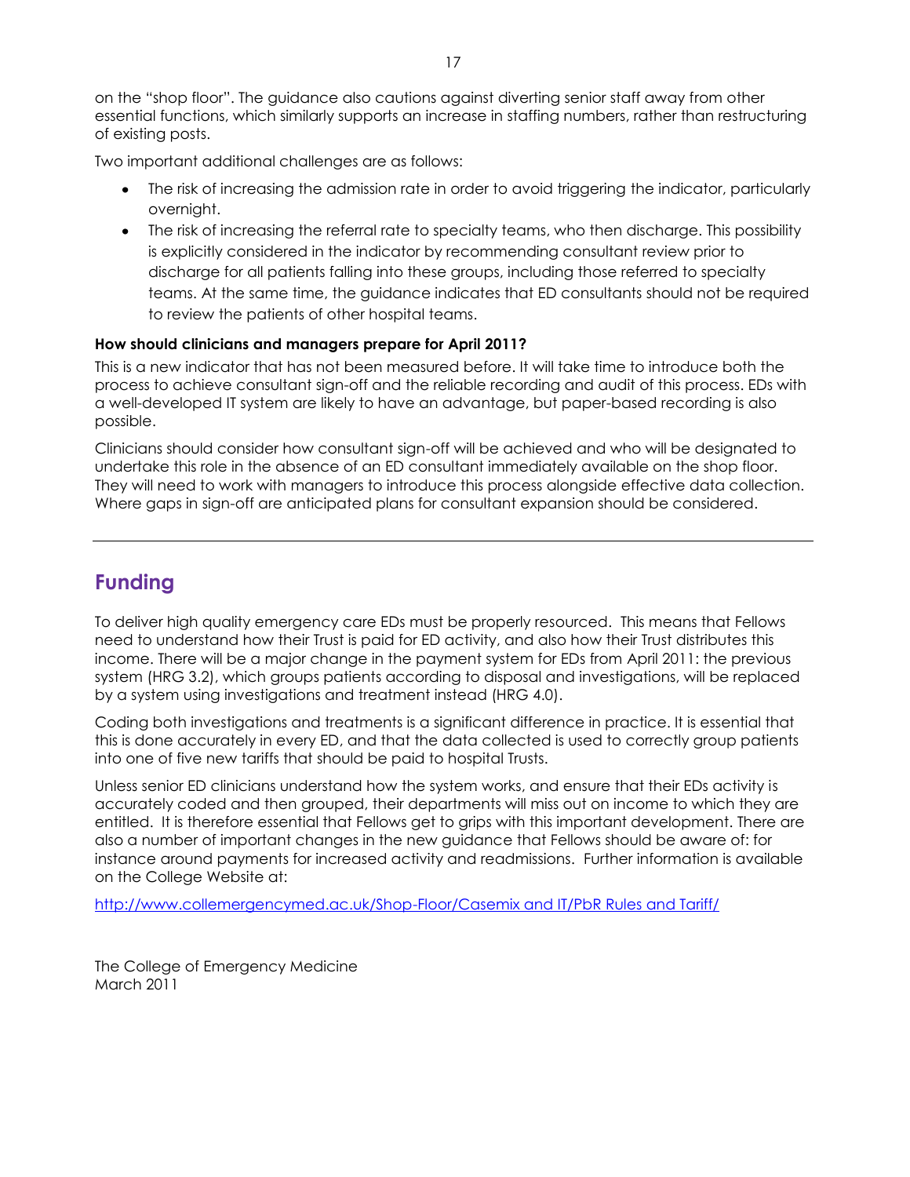on the "shop floor". The guidance also cautions against diverting senior staff away from other essential functions, which similarly supports an increase in staffing numbers, rather than restructuring of existing posts.

Two important additional challenges are as follows:

- The risk of increasing the admission rate in order to avoid triggering the indicator, particularly overnight.
- The risk of increasing the referral rate to specialty teams, who then discharge. This possibility is explicitly considered in the indicator by recommending consultant review prior to discharge for all patients falling into these groups, including those referred to specialty teams. At the same time, the guidance indicates that ED consultants should not be required to review the patients of other hospital teams.

**How should clinicians and managers prepare for April 2011?**

This is a new indicator that has not been measured before. It will take time to introduce both the process to achieve consultant sign-off and the reliable recording and audit of this process. EDs with a well-developed IT system are likely to have an advantage, but paper-based recording is also possible.

Clinicians should consider how consultant sign-off will be achieved and who will be designated to undertake this role in the absence of an ED consultant immediately available on the shop floor. They will need to work with managers to introduce this process alongside effective data collection. Where gaps in sign-off are anticipated plans for consultant expansion should be considered.

---

## Funding

To deliver high quality emergency care EDs must be properly resourced. This means that Fellows need to understand how their Trust is paid for ED activity, and also how their Trust distributes this income. There will be a major change in the payment system for EDs from April 2011: the previous system (HRG 3.2), which groups patients according to disposal and investigations, will be replaced by a system using investigations and treatment instead (HRG 4.0).

Coding both investigations and treatments is a significant difference in practice. It is essential that this is done accurately in every ED, and that the data collected is used to correctly group patients into one of five new tariffs that should be paid to hospital Trusts.

Unless senior ED clinicians understand how the system works, and ensure that their EDs activity is accurately coded and then grouped, their departments will miss out on income to which they are entitled. It is therefore essential that Fellows get to grips with this important development. There are also a number of important changes in the new guidance that Fellows should be aware of: for instance around payments for increased activity and readmissions. Further information is available on the College Website at:

http://www.collemergencymed.ac.uk/Shop-Floor/Casemix and IT/PbR Rules and Tariff/

The College of Emergency Medicine
March 2011